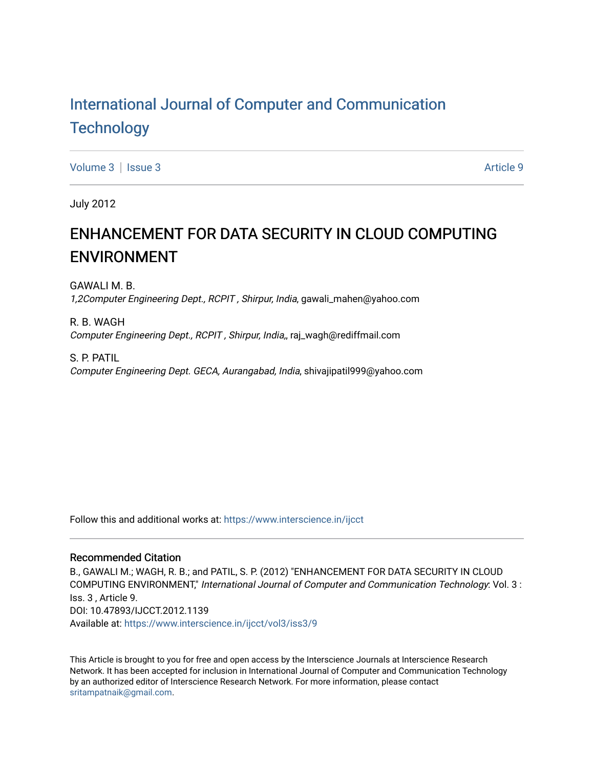# International Journal of Computer and Communication Technology

Volume 3 | Issue 3 Article 9

July 2012

## ENHANCEMENT FOR DATA SECURITY IN CLOUD COMPUTING ENVIRONMENT

GAWALI M. B.
*1,2Computer Engineering Dept., RCPIT , Shirpur, India*, gawali_mahen@yahoo.com

R. B. WAGH
*Computer Engineering Dept., RCPIT , Shirpur, India,*, raj_wagh@rediffmail.com

S. P. PATIL
*Computer Engineering Dept. GECA, Aurangabad, India*, shivajipatil999@yahoo.com

Follow this and additional works at: https://www.interscience.in/ijcct

### Recommended Citation

B., GAWALI M.; WAGH, R. B.; and PATIL, S. P. (2012) "ENHANCEMENT FOR DATA SECURITY IN CLOUD COMPUTING ENVIRONMENT," *International Journal of Computer and Communication Technology*: Vol. 3 : Iss. 3 , Article 9.
DOI: 10.47893/IJCCT.2012.1139
Available at: https://www.interscience.in/ijcct/vol3/iss3/9

This Article is brought to you for free and open access by the Interscience Journals at Interscience Research Network. It has been accepted for inclusion in International Journal of Computer and Communication Technology by an authorized editor of Interscience Research Network. For more information, please contact sritampatnaik@gmail.com.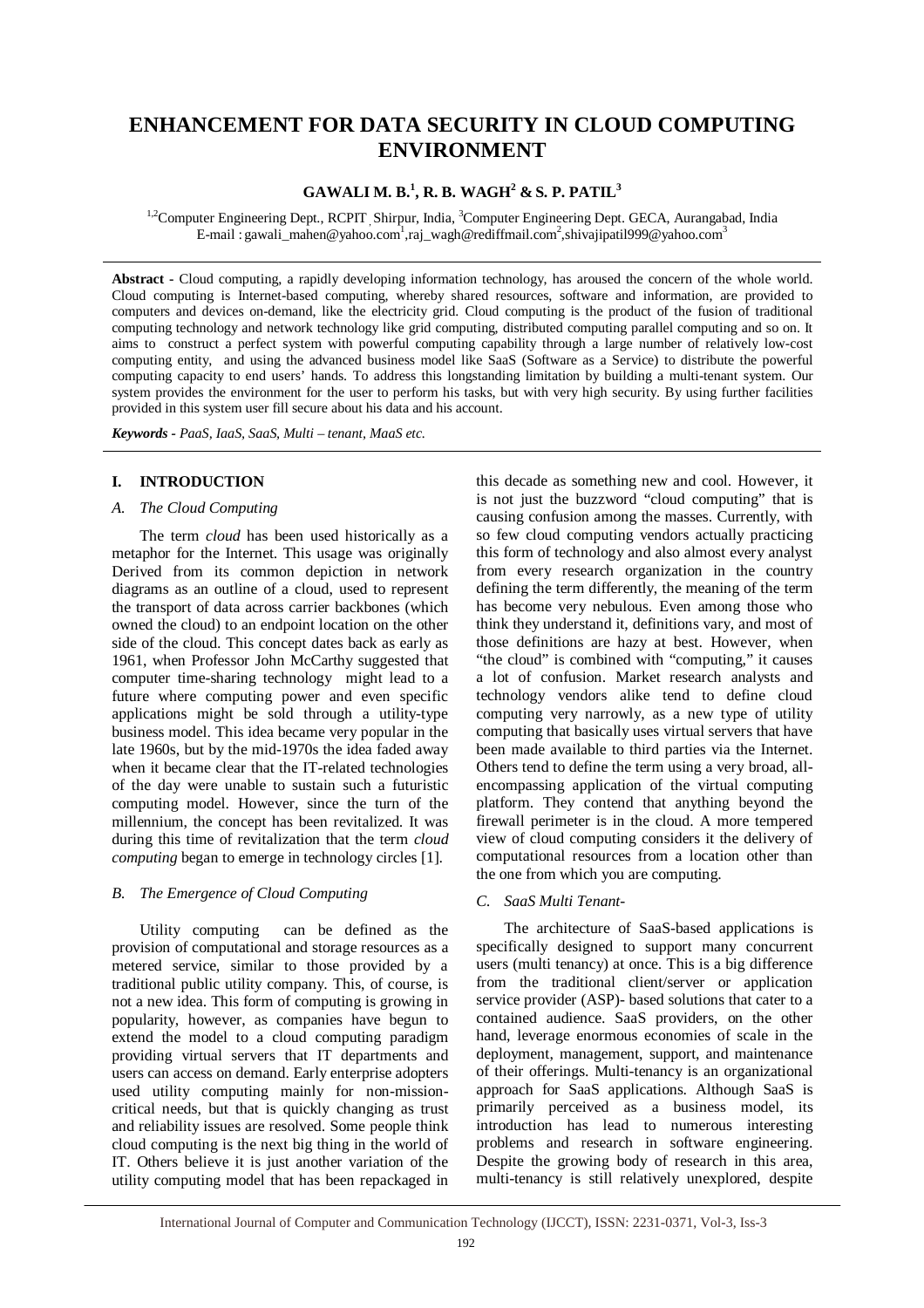# ENHANCEMENT FOR DATA SECURITY IN CLOUD COMPUTING ENVIRONMENT

**GAWALI M. B.[1], R. B. WAGH[2] & S. P. PATIL[3]**

[1,2]Computer Engineering Dept., RCPIT, Shirpur, India, [3]Computer Engineering Dept. GECA, Aurangabad, India
E-mail : gawali_mahen@yahoo.com[1],raj_wagh@rediffmail.com[2],shivajipatil999@yahoo.com[3]

**Abstract -** Cloud computing, a rapidly developing information technology, has aroused the concern of the whole world. Cloud computing is Internet-based computing, whereby shared resources, software and information, are provided to computers and devices on-demand, like the electricity grid. Cloud computing is the product of the fusion of traditional computing technology and network technology like grid computing, distributed computing parallel computing and so on. It aims to construct a perfect system with powerful computing capability through a large number of relatively low-cost computing entity, and using the advanced business model like SaaS (Software as a Service) to distribute the powerful computing capacity to end users' hands. To address this longstanding limitation by building a multi-tenant system. Our system provides the environment for the user to perform his tasks, but with very high security. By using further facilities provided in this system user fill secure about his data and his account.

***Keywords -*** *PaaS, IaaS, SaaS, Multi – tenant, MaaS etc.*

## I. INTRODUCTION

### *A. The Cloud Computing*

The term *cloud* has been used historically as a metaphor for the Internet. This usage was originally Derived from its common depiction in network diagrams as an outline of a cloud, used to represent the transport of data across carrier backbones (which owned the cloud) to an endpoint location on the other side of the cloud. This concept dates back as early as 1961, when Professor John McCarthy suggested that computer time-sharing technology might lead to a future where computing power and even specific applications might be sold through a utility-type business model. This idea became very popular in the late 1960s, but by the mid-1970s the idea faded away when it became clear that the IT-related technologies of the day were unable to sustain such a futuristic computing model. However, since the turn of the millennium, the concept has been revitalized. It was during this time of revitalization that the term *cloud computing* began to emerge in technology circles [1].

### *B. The Emergence of Cloud Computing*

Utility computing can be defined as the provision of computational and storage resources as a metered service, similar to those provided by a traditional public utility company. This, of course, is not a new idea. This form of computing is growing in popularity, however, as companies have begun to extend the model to a cloud computing paradigm providing virtual servers that IT departments and users can access on demand. Early enterprise adopters used utility computing mainly for non-mission-critical needs, but that is quickly changing as trust and reliability issues are resolved. Some people think cloud computing is the next big thing in the world of IT. Others believe it is just another variation of the utility computing model that has been repackaged in this decade as something new and cool. However, it is not just the buzzword "cloud computing" that is causing confusion among the masses. Currently, with so few cloud computing vendors actually practicing this form of technology and also almost every analyst from every research organization in the country defining the term differently, the meaning of the term has become very nebulous. Even among those who think they understand it, definitions vary, and most of those definitions are hazy at best. However, when "the cloud" is combined with "computing," it causes a lot of confusion. Market research analysts and technology vendors alike tend to define cloud computing very narrowly, as a new type of utility computing that basically uses virtual servers that have been made available to third parties via the Internet. Others tend to define the term using a very broad, all-encompassing application of the virtual computing platform. They contend that anything beyond the firewall perimeter is in the cloud. A more tempered view of cloud computing considers it the delivery of computational resources from a location other than the one from which you are computing.

### *C. SaaS Multi Tenant-*

The architecture of SaaS-based applications is specifically designed to support many concurrent users (multi tenancy) at once. This is a big difference from the traditional client/server or application service provider (ASP)- based solutions that cater to a contained audience. SaaS providers, on the other hand, leverage enormous economies of scale in the deployment, management, support, and maintenance of their offerings. Multi-tenancy is an organizational approach for SaaS applications. Although SaaS is primarily perceived as a business model, its introduction has lead to numerous interesting problems and research in software engineering. Despite the growing body of research in this area, multi-tenancy is still relatively unexplored, despite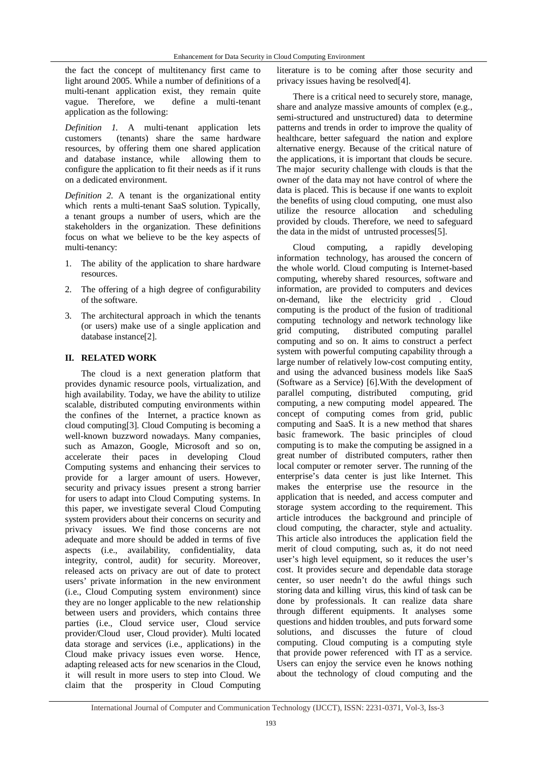the fact the concept of multitenancy first came to light around 2005. While a number of definitions of a multi-tenant application exist, they remain quite vague. Therefore, we define a multi-tenant application as the following:

*Definition 1.* A multi-tenant application lets customers (tenants) share the same hardware resources, by offering them one shared application and database instance, while allowing them to configure the application to fit their needs as if it runs on a dedicated environment.

*Definition 2.* A tenant is the organizational entity which rents a multi-tenant SaaS solution. Typically, a tenant groups a number of users, which are the stakeholders in the organization. These definitions focus on what we believe to be the key aspects of multi-tenancy:

1. The ability of the application to share hardware resources.
2. The offering of a high degree of configurability of the software.
3. The architectural approach in which the tenants (or users) make use of a single application and database instance[2].

## II. RELATED WORK

The cloud is a next generation platform that provides dynamic resource pools, virtualization, and high availability. Today, we have the ability to utilize scalable, distributed computing environments within the confines of the Internet, a practice known as cloud computing[3]. Cloud Computing is becoming a well-known buzzword nowadays. Many companies, such as Amazon, Google, Microsoft and so on, accelerate their paces in developing Cloud Computing systems and enhancing their services to provide for a larger amount of users. However, security and privacy issues present a strong barrier for users to adapt into Cloud Computing systems. In this paper, we investigate several Cloud Computing system providers about their concerns on security and privacy issues. We find those concerns are not adequate and more should be added in terms of five aspects (i.e., availability, confidentiality, data integrity, control, audit) for security. Moreover, released acts on privacy are out of date to protect users' private information in the new environment (i.e., Cloud Computing system environment) since they are no longer applicable to the new relationship between users and providers, which contains three parties (i.e., Cloud service user, Cloud service provider/Cloud user, Cloud provider). Multi located data storage and services (i.e., applications) in the Cloud make privacy issues even worse. Hence, adapting released acts for new scenarios in the Cloud, it will result in more users to step into Cloud. We claim that the prosperity in Cloud Computing literature is to be coming after those security and privacy issues having be resolved[4].

There is a critical need to securely store, manage, share and analyze massive amounts of complex (e.g., semi-structured and unstructured) data to determine patterns and trends in order to improve the quality of healthcare, better safeguard the nation and explore alternative energy. Because of the critical nature of the applications, it is important that clouds be secure. The major security challenge with clouds is that the owner of the data may not have control of where the data is placed. This is because if one wants to exploit the benefits of using cloud computing, one must also utilize the resource allocation and scheduling provided by clouds. Therefore, we need to safeguard the data in the midst of untrusted processes[5].

Cloud computing, a rapidly developing information technology, has aroused the concern of the whole world. Cloud computing is Internet-based computing, whereby shared resources, software and information, are provided to computers and devices on-demand, like the electricity grid . Cloud computing is the product of the fusion of traditional computing technology and network technology like grid computing, distributed computing parallel computing and so on. It aims to construct a perfect system with powerful computing capability through a large number of relatively low-cost computing entity, and using the advanced business models like SaaS (Software as a Service) [6].With the development of parallel computing, distributed computing, grid computing, a new computing model appeared. The concept of computing comes from grid, public computing and SaaS. It is a new method that shares basic framework. The basic principles of cloud computing is to make the computing be assigned in a great number of distributed computers, rather then local computer or remoter server. The running of the enterprise's data center is just like Internet. This makes the enterprise use the resource in the application that is needed, and access computer and storage system according to the requirement. This article introduces the background and principle of cloud computing, the character, style and actuality. This article also introduces the application field the merit of cloud computing, such as, it do not need user's high level equipment, so it reduces the user's cost. It provides secure and dependable data storage center, so user needn't do the awful things such storing data and killing virus, this kind of task can be done by professionals. It can realize data share through different equipments. It analyses some questions and hidden troubles, and puts forward some solutions, and discusses the future of cloud computing. Cloud computing is a computing style that provide power referenced with IT as a service. Users can enjoy the service even he knows nothing about the technology of cloud computing and the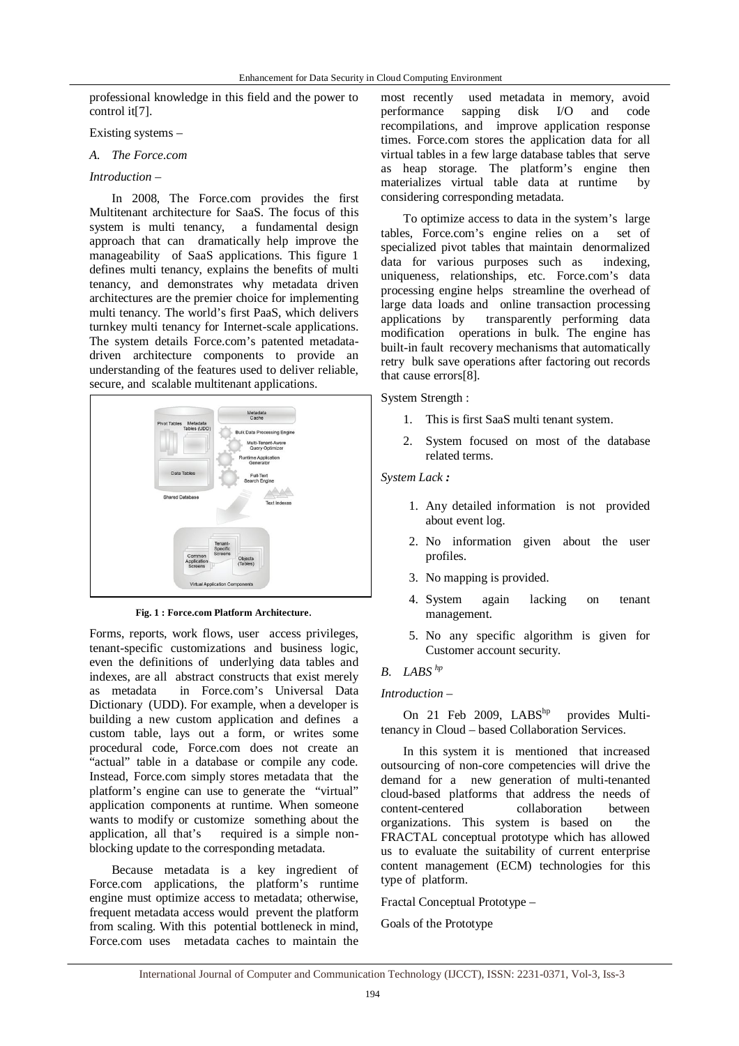professional knowledge in this field and the power to control it[7].

Existing systems –

*A. The Force.com*

*Introduction –*

In 2008, The Force.com provides the first Multitenant architecture for SaaS. The focus of this system is multi tenancy, a fundamental design approach that can dramatically help improve the manageability of SaaS applications. This figure 1 defines multi tenancy, explains the benefits of multi tenancy, and demonstrates why metadata driven architectures are the premier choice for implementing multi tenancy. The world's first PaaS, which delivers turnkey multi tenancy for Internet-scale applications. The system details Force.com's patented metadata-driven architecture components to provide an understanding of the features used to deliver reliable, secure, and scalable multitenant applications.

Metadata Cache
Pivot Tables
Metadata Tables (UDD)
Bulk Data Processing Engine
Multi-Tenant-Aware Query Optimizer
Runtime Application Generator
Data Tables
Full-Text Search Engine
Shared Database
Text Indexes
Tenant-Specific Screens
Common Application Screens
Objects (Tables)
Virtual Application Components

**Fig. 1 : Force.com Platform Architecture**.

Forms, reports, work flows, user access privileges, tenant-specific customizations and business logic, even the definitions of underlying data tables and indexes, are all abstract constructs that exist merely as metadata in Force.com's Universal Data Dictionary (UDD). For example, when a developer is building a new custom application and defines a custom table, lays out a form, or writes some procedural code, Force.com does not create an "actual" table in a database or compile any code. Instead, Force.com simply stores metadata that the platform's engine can use to generate the "virtual" application components at runtime. When someone wants to modify or customize something about the application, all that's required is a simple non-blocking update to the corresponding metadata.

Because metadata is a key ingredient of Force.com applications, the platform's runtime engine must optimize access to metadata; otherwise, frequent metadata access would prevent the platform from scaling. With this potential bottleneck in mind, Force.com uses metadata caches to maintain the most recently used metadata in memory, avoid performance sapping disk I/O and code recompilations, and improve application response times. Force.com stores the application data for all virtual tables in a few large database tables that serve as heap storage. The platform's engine then materializes virtual table data at runtime by considering corresponding metadata.

To optimize access to data in the system's large tables, Force.com's engine relies on a set of specialized pivot tables that maintain denormalized data for various purposes such as indexing, uniqueness, relationships, etc. Force.com's data processing engine helps streamline the overhead of large data loads and online transaction processing applications by transparently performing data modification operations in bulk. The engine has built-in fault recovery mechanisms that automatically retry bulk save operations after factoring out records that cause errors[8].

System Strength :

1. This is first SaaS multi tenant system.
2. System focused on most of the database related terms.

*System Lack :*

1. Any detailed information is not provided about event log.
2. No information given about the user profiles.
3. No mapping is provided.
4. System again lacking on tenant management.
5. No any specific algorithm is given for Customer account security.

*B. LABS $^{hp}$*

*Introduction –*

On 21 Feb 2009, LABS$^{hp}$ provides Multi-tenancy in Cloud – based Collaboration Services.

In this system it is mentioned that increased outsourcing of non-core competencies will drive the demand for a new generation of multi-tenanted cloud-based platforms that address the needs of content-centered collaboration between organizations. This system is based on the FRACTAL conceptual prototype which has allowed us to evaluate the suitability of current enterprise content management (ECM) technologies for this type of platform.

Fractal Conceptual Prototype –

Goals of the Prototype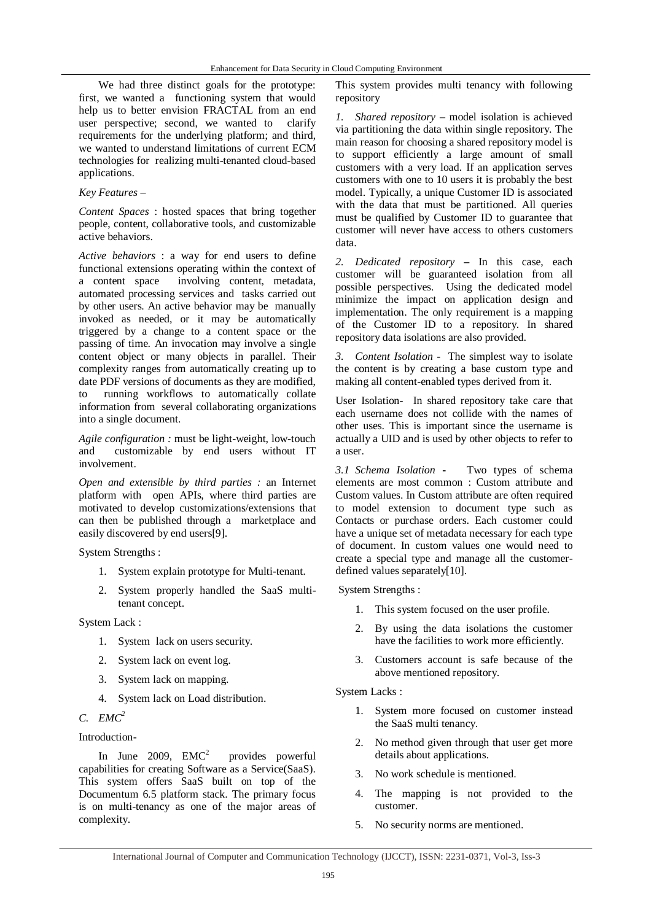We had three distinct goals for the prototype: first, we wanted a functioning system that would help us to better envision FRACTAL from an end user perspective; second, we wanted to clarify requirements for the underlying platform; and third, we wanted to understand limitations of current ECM technologies for realizing multi-tenanted cloud-based applications.

*Key Features –*

*Content Spaces* : hosted spaces that bring together people, content, collaborative tools, and customizable active behaviors.

*Active behaviors* : a way for end users to define functional extensions operating within the context of a content space involving content, metadata, automated processing services and tasks carried out by other users. An active behavior may be manually invoked as needed, or it may be automatically triggered by a change to a content space or the passing of time. An invocation may involve a single content object or many objects in parallel. Their complexity ranges from automatically creating up to date PDF versions of documents as they are modified, to running workflows to automatically collate information from several collaborating organizations into a single document.

*Agile configuration :* must be light-weight, low-touch and customizable by end users without IT involvement.

*Open and extensible by third parties :* an Internet platform with open APIs, where third parties are motivated to develop customizations/extensions that can then be published through a marketplace and easily discovered by end users[9].

System Strengths :

1. System explain prototype for Multi-tenant.
2. System properly handled the SaaS multi-tenant concept.

System Lack :

1. System lack on users security.
2. System lack on event log.
3. System lack on mapping.
4. System lack on Load distribution.

### *C. EMC[2]*

Introduction-

In June 2009, EMC[2] provides powerful capabilities for creating Software as a Service(SaaS). This system offers SaaS built on top of the Documentum 6.5 platform stack. The primary focus is on multi-tenancy as one of the major areas of complexity.

This system provides multi tenancy with following repository

*1. Shared repository* – model isolation is achieved via partitioning the data within single repository. The main reason for choosing a shared repository model is to support efficiently a large amount of small customers with a very load. If an application serves customers with one to 10 users it is probably the best model. Typically, a unique Customer ID is associated with the data that must be partitioned. All queries must be qualified by Customer ID to guarantee that customer will never have access to others customers data.

*2. Dedicated repository* **–** In this case, each customer will be guaranteed isolation from all possible perspectives. Using the dedicated model minimize the impact on application design and implementation. The only requirement is a mapping of the Customer ID to a repository. In shared repository data isolations are also provided.

*3. Content Isolation* **-** The simplest way to isolate the content is by creating a base custom type and making all content-enabled types derived from it.

User Isolation- In shared repository take care that each username does not collide with the names of other uses. This is important since the username is actually a UID and is used by other objects to refer to a user.

*3.1 Schema Isolation* **-** Two types of schema elements are most common : Custom attribute and Custom values. In Custom attribute are often required to model extension to document type such as Contacts or purchase orders. Each customer could have a unique set of metadata necessary for each type of document. In custom values one would need to create a special type and manage all the customer-defined values separately[10].

System Strengths :

1. This system focused on the user profile.
2. By using the data isolations the customer have the facilities to work more efficiently.
3. Customers account is safe because of the above mentioned repository.

System Lacks :

1. System more focused on customer instead the SaaS multi tenancy.
2. No method given through that user get more details about applications.
3. No work schedule is mentioned.
4. The mapping is not provided to the customer.
5. No security norms are mentioned.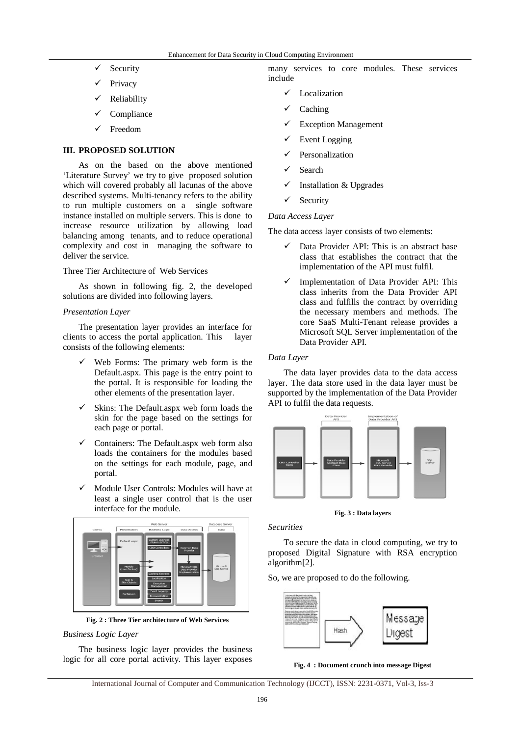- ✓ Security
- ✓ Privacy
- ✓ Reliability
- ✓ Compliance
- ✓ Freedom

## III. PROPOSED SOLUTION

As on the based on the above mentioned 'Literature Survey' we try to give proposed solution which will covered probably all lacunas of the above described systems. Multi-tenancy refers to the ability to run multiple customers on a single software instance installed on multiple servers. This is done to increase resource utilization by allowing load balancing among tenants, and to reduce operational complexity and cost in managing the software to deliver the service.

Three Tier Architecture of Web Services

As shown in following fig. 2, the developed solutions are divided into following layers.

*Presentation Layer*

The presentation layer provides an interface for clients to access the portal application. This layer consists of the following elements:

- ✓ Web Forms: The primary web form is the Default.aspx. This page is the entry point to the portal. It is responsible for loading the other elements of the presentation layer.
- ✓ Skins: The Default.aspx web form loads the skin for the page based on the settings for each page or portal.
- ✓ Containers: The Default.aspx web form also loads the containers for the modules based on the settings for each module, page, and portal.
- ✓ Module User Controls: Modules will have at least a single user control that is the user interface for the module.

**Fig. 2 : Three Tier architecture of Web Services**

*Business Logic Layer*

The business logic layer provides the business logic for all core portal activity. This layer exposes many services to core modules. These services include

- ✓ Localization
- ✓ Caching
- ✓ Exception Management
- ✓ Event Logging
- ✓ Personalization
- ✓ Search
- ✓ Installation & Upgrades
- ✓ Security

*Data Access Layer*

The data access layer consists of two elements:

- ✓ Data Provider API: This is an abstract base class that establishes the contract that the implementation of the API must fulfil.
- ✓ Implementation of Data Provider API: This class inherits from the Data Provider API class and fulfills the contract by overriding the necessary members and methods. The core SaaS Multi-Tenant release provides a Microsoft SQL Server implementation of the Data Provider API.

*Data Layer*

The data layer provides data to the data access layer. The data store used in the data layer must be supported by the implementation of the Data Provider API to fulfil the data requests.

**Fig. 3 : Data layers**

*Securities*

To secure the data in cloud computing, we try to proposed Digital Signature with RSA encryption algorithm[2].

So, we are proposed to do the following.

**Fig. 4 : Document crunch into message Digest**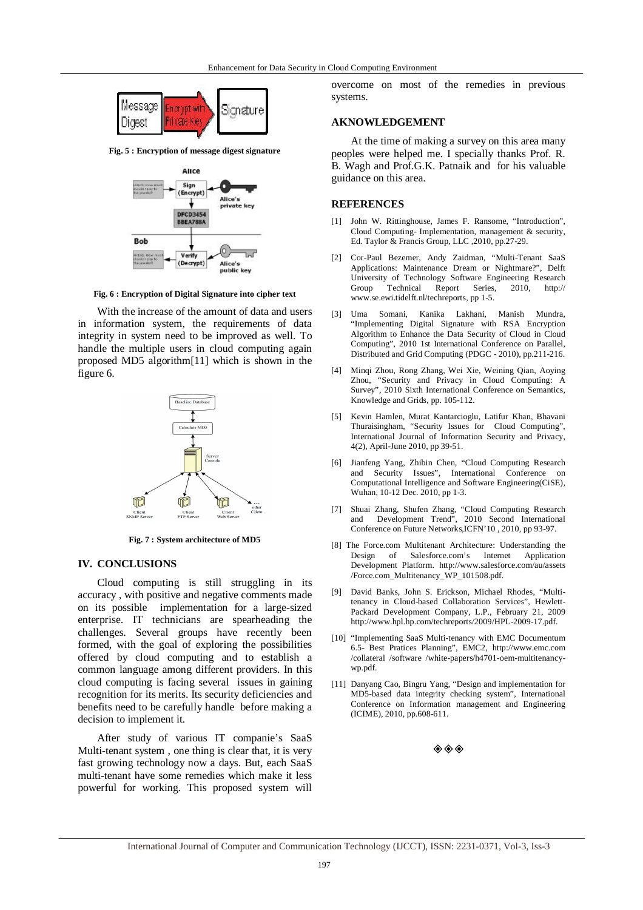Message Digest

Encrypt with Private Key

Signature

**Fig. 5 : Encryption of message digest signature**

Alice

Sign (Encrypt)

Alice's private key

DFCD3454 BBEA788A

Bob

Verify (Decrypt)

Alice's public key

**Fig. 6 : Encryption of Digital Signature into cipher text**

With the increase of the amount of data and users in information system, the requirements of data integrity in system need to be improved as well. To handle the multiple users in cloud computing again proposed MD5 algorithm[11] which is shown in the figure 6.

Baseline Database

Calculate MD5

Server Console

Client SNMP Server

Client FTP Server

Client Web Server

... other Client

**Fig. 7 : System architecture of MD5**

## IV. CONCLUSIONS

Cloud computing is still struggling in its accuracy , with positive and negative comments made on its possible implementation for a large-sized enterprise. IT technicians are spearheading the challenges. Several groups have recently been formed, with the goal of exploring the possibilities offered by cloud computing and to establish a common language among different providers. In this cloud computing is facing several issues in gaining recognition for its merits. Its security deficiencies and benefits need to be carefully handle before making a decision to implement it.

After study of various IT companie's SaaS Multi-tenant system , one thing is clear that, it is very fast growing technology now a days. But, each SaaS multi-tenant have some remedies which make it less powerful for working. This proposed system will overcome on most of the remedies in previous systems.

## AKNOWLEDGEMENT

At the time of making a survey on this area many peoples were helped me. I specially thanks Prof. R. B. Wagh and Prof.G.K. Patnaik and for his valuable guidance on this area.

## REFERENCES

[1] John W. Rittinghouse, James F. Ransome, "Introduction", Cloud Computing- Implementation, management & security, Ed. Taylor & Francis Group, LLC ,2010, pp.27-29.

[2] Cor-Paul Bezemer, Andy Zaidman, "Multi-Tenant SaaS Applications: Maintenance Dream or Nightmare?", Delft University of Technology Software Engineering Research Group Technical Report Series, 2010, http:// www.se.ewi.tidelft.nl/techreports, pp 1-5.

[3] Uma Somani, Kanika Lakhani, Manish Mundra, "Implementing Digital Signature with RSA Encryption Algorithm to Enhance the Data Security of Cloud in Cloud Computing", 2010 1st International Conference on Parallel, Distributed and Grid Computing (PDGC - 2010), pp.211-216.

[4] Minqi Zhou, Rong Zhang, Wei Xie, Weining Qian, Aoying Zhou, "Security and Privacy in Cloud Computing: A Survey", 2010 Sixth International Conference on Semantics, Knowledge and Grids, pp. 105-112.

[5] Kevin Hamlen, Murat Kantarcioglu, Latifur Khan, Bhavani Thuraisingham, "Security Issues for Cloud Computing", International Journal of Information Security and Privacy, 4(2), April-June 2010, pp 39-51.

[6] Jianfeng Yang, Zhibin Chen, "Cloud Computing Research and Security Issues", International Conference on Computational Intelligence and Software Engineering(CiSE), Wuhan, 10-12 Dec. 2010, pp 1-3.

[7] Shuai Zhang, Shufen Zhang, "Cloud Computing Research and Development Trend", 2010 Second International Conference on Future Networks,ICFN'10 , 2010, pp 93-97.

[8] The Force.com Multitenant Architecture: Understanding the Design of Salesforce.com's Internet Application Development Platform. http://www.salesforce.com/au/assets /Force.com_Multitenancy_WP_101508.pdf.

[9] David Banks, John S. Erickson, Michael Rhodes, "Multi-tenancy in Cloud-based Collaboration Services", Hewlett-Packard Development Company, L.P., February 21, 2009 http://www.hpl.hp.com/techreports/2009/HPL-2009-17.pdf.

[10] "Implementing SaaS Multi-tenancy with EMC Documentum 6.5- Best Pratices Planning", EMC2, http://www.emc.com /collateral /software /white-papers/h4701-oem-multitenancy-wp.pdf.

[11] Danyang Cao, Bingru Yang, "Design and implementation for MD5-based data integrity checking system", International Conference on Information management and Engineering (ICIME), 2010, pp.608-611.

◈◈◈